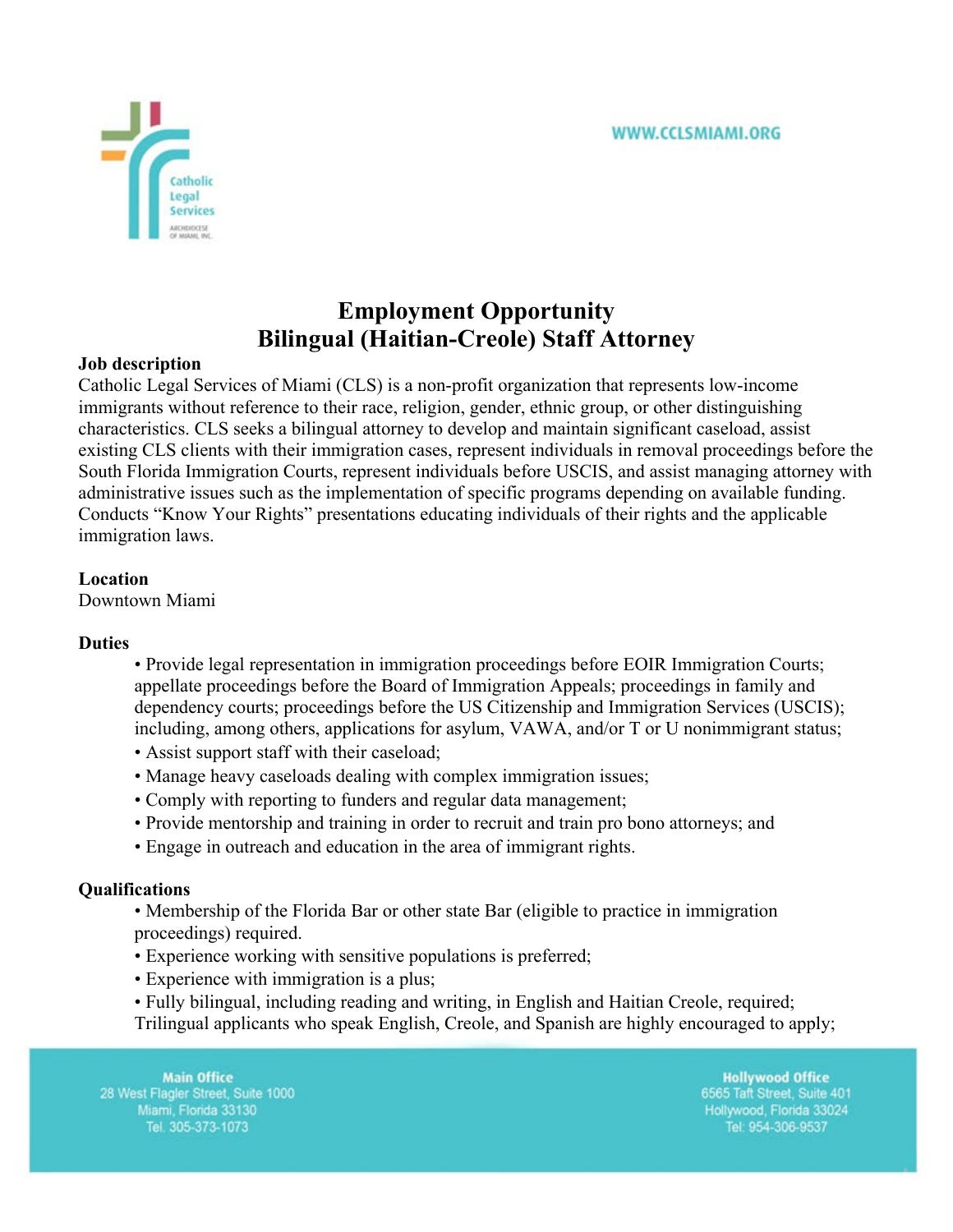Catholic Legal Services
ARCHDIOCESE OF MIAMI, INC.

WWW.CCLSMIAMI.ORG

# Employment Opportunity
# Bilingual (Haitian-Creole) Staff Attorney

**Job description**

Catholic Legal Services of Miami (CLS) is a non-profit organization that represents low-income immigrants without reference to their race, religion, gender, ethnic group, or other distinguishing characteristics. CLS seeks a bilingual attorney to develop and maintain significant caseload, assist existing CLS clients with their immigration cases, represent individuals in removal proceedings before the South Florida Immigration Courts, represent individuals before USCIS, and assist managing attorney with administrative issues such as the implementation of specific programs depending on available funding. Conducts "Know Your Rights" presentations educating individuals of their rights and the applicable immigration laws.

**Location**

Downtown Miami

**Duties**

- Provide legal representation in immigration proceedings before EOIR Immigration Courts; appellate proceedings before the Board of Immigration Appeals; proceedings in family and dependency courts; proceedings before the US Citizenship and Immigration Services (USCIS); including, among others, applications for asylum, VAWA, and/or T or U nonimmigrant status;
- Assist support staff with their caseload;
- Manage heavy caseloads dealing with complex immigration issues;
- Comply with reporting to funders and regular data management;
- Provide mentorship and training in order to recruit and train pro bono attorneys; and
- Engage in outreach and education in the area of immigrant rights.

**Qualifications**

- Membership of the Florida Bar or other state Bar (eligible to practice in immigration proceedings) required.
- Experience working with sensitive populations is preferred;
- Experience with immigration is a plus;
- Fully bilingual, including reading and writing, in English and Haitian Creole, required; Trilingual applicants who speak English, Creole, and Spanish are highly encouraged to apply;

**Main Office**
28 West Flagler Street, Suite 1000
Miami, Florida 33130
Tel. 305-373-1073

**Hollywood Office**
6565 Taft Street, Suite 401
Hollywood, Florida 33024
Tel: 954-306-9537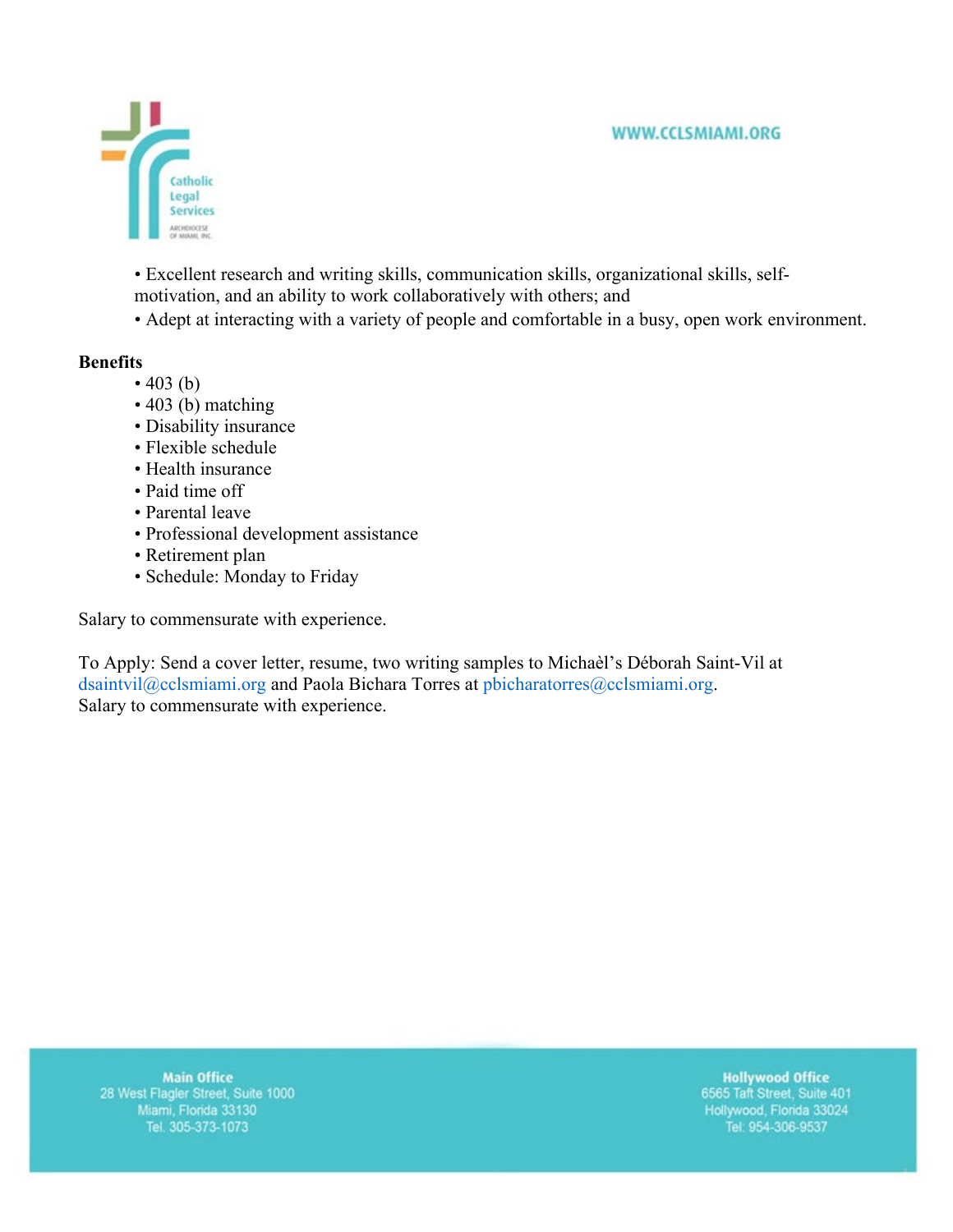- Excellent research and writing skills, communication skills, organizational skills, self-motivation, and an ability to work collaboratively with others; and
- Adept at interacting with a variety of people and comfortable in a busy, open work environment.

**Benefits**

- 403 (b)
- 403 (b) matching
- Disability insurance
- Flexible schedule
- Health insurance
- Paid time off
- Parental leave
- Professional development assistance
- Retirement plan
- Schedule: Monday to Friday

Salary to commensurate with experience.

To Apply: Send a cover letter, resume, two writing samples to Michaèl's Déborah Saint-Vil at dsaintvil@cclsmiami.org and Paola Bichara Torres at pbicharatorres@cclsmiami.org.
Salary to commensurate with experience.